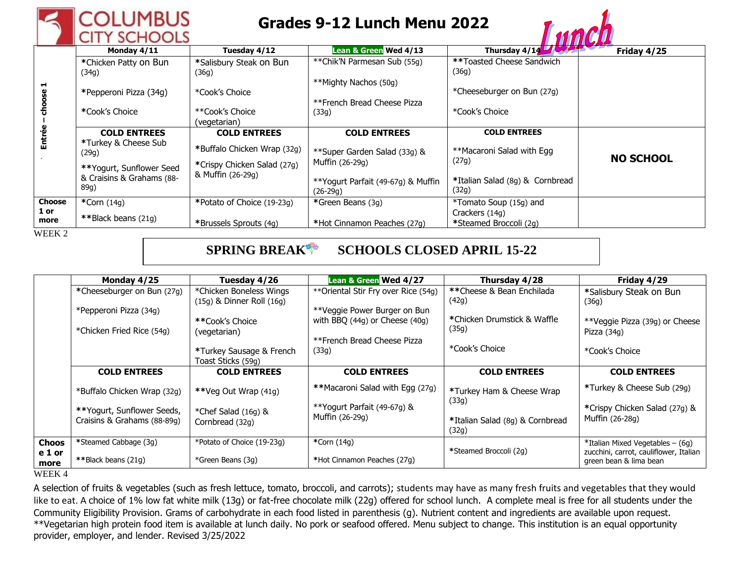# Columbus City Schools

# Grades 9-12 Lunch Menu 2022

Lunch

| | Monday 4/11 | Tuesday 4/12 | Lean & Green Wed 4/13 | Thursday 4/14 | Friday 4/25 |
|---|---|---|---|---|---|
| Entrée – choose 1 | *Chicken Patty on Bun (34g)<br><br>*Pepperoni Pizza (34g)<br><br>*Cook's Choice | *Salisbury Steak on Bun (36g)<br><br>*Cook's Choice<br><br>**Cook's Choice (vegetarian) | **Chik'N Parmesan Sub (55g)<br><br>**Mighty Nachos (50g)<br><br>**French Bread Cheese Pizza (33g) | **Toasted Cheese Sandwich (36g)<br><br>*Cheeseburger on Bun (27g)<br><br>*Cook's Choice | NO SCHOOL |
| | **COLD ENTREES**<br>*Turkey & Cheese Sub (29g)<br><br>**Yogurt, Sunflower Seed & Craisins & Grahams (88-89g) | **COLD ENTREES**<br>*Buffalo Chicken Wrap (32g)<br><br>*Crispy Chicken Salad (27g) & Muffin (26-29g) | **COLD ENTREES**<br>**Super Garden Salad (33g) & Muffin (26-29g)<br><br>**Yogurt Parfait (49-67g) & Muffin (26-29g) | **COLD ENTREES**<br>**Macaroni Salad with Egg (27g)<br><br>*Italian Salad (8g) & Cornbread (32g) | |
| Choose 1 or more | *Corn (14g)<br><br>**Black beans (21g) | *Potato of Choice (19-23g)<br><br>*Brussels Sprouts (4g) | *Green Beans (3g)<br><br>*Hot Cinnamon Peaches (27g) | *Tomato Soup (15g) and Crackers (14g)<br>*Steamed Broccoli (2g) | |

WEEK 2

**SPRING BREAK SCHOOLS CLOSED APRIL 15-22**

| | Monday 4/25 | Tuesday 4/26 | Lean & Green Wed 4/27 | Thursday 4/28 | Friday 4/29 |
|---|---|---|---|---|---|
| | *Cheeseburger on Bun (27g)<br><br>*Pepperoni Pizza (34g)<br><br>*Chicken Fried Rice (54g) | *Chicken Boneless Wings (15g) & Dinner Roll (16g)<br><br>**Cook's Choice (vegetarian)<br><br>*Turkey Sausage & French Toast Sticks (59g) | **Oriental Stir Fry over Rice (54g)<br><br>**Veggie Power Burger on Bun with BBQ (44g) or Cheese (40g)<br><br>**French Bread Cheese Pizza (33g) | **Cheese & Bean Enchilada (42g)<br><br>*Chicken Drumstick & Waffle (35g)<br><br>*Cook's Choice | *Salisbury Steak on Bun (36g)<br><br>**Veggie Pizza (39g) or Cheese Pizza (34g)<br><br>*Cook's Choice |
| | **COLD ENTREES**<br>*Buffalo Chicken Wrap (32g)<br><br>**Yogurt, Sunflower Seeds, Craisins & Grahams (88-89g) | **COLD ENTREES**<br>**Veg Out Wrap (41g)<br><br>*Chef Salad (16g) & Cornbread (32g) | **COLD ENTREES**<br>**Macaroni Salad with Egg (27g)<br><br>**Yogurt Parfait (49-67g) & Muffin (26-29g) | **COLD ENTREES**<br>*Turkey Ham & Cheese Wrap (33g)<br><br>*Italian Salad (8g) & Cornbread (32g) | **COLD ENTREES**<br>*Turkey & Cheese Sub (29g)<br><br>*Crispy Chicken Salad (27g) & Muffin (26-28g) |
| Choose 1 or more | *Steamed Cabbage (3g)<br><br>**Black beans (21g) | *Potato of Choice (19-23g)<br><br>*Green Beans (3g) | *Corn (14g)<br><br>*Hot Cinnamon Peaches (27g) | *Steamed Broccoli (2g) | *Italian Mixed Vegetables – (6g) zucchini, carrot, cauliflower, Italian green bean & lima bean |

WEEK 4

A selection of fruits & vegetables (such as fresh lettuce, tomato, broccoli, and carrots); students may have as many fresh fruits and vegetables that they would like to eat. A choice of 1% low fat white milk (13g) or fat-free chocolate milk (22g) offered for school lunch. A complete meal is free for all students under the Community Eligibility Provision. Grams of carbohydrate in each food listed in parenthesis (g). Nutrient content and ingredients are available upon request. **Vegetarian high protein food item is available at lunch daily. No pork or seafood offered. Menu subject to change. This institution is an equal opportunity provider, employer, and lender. Revised 3/25/2022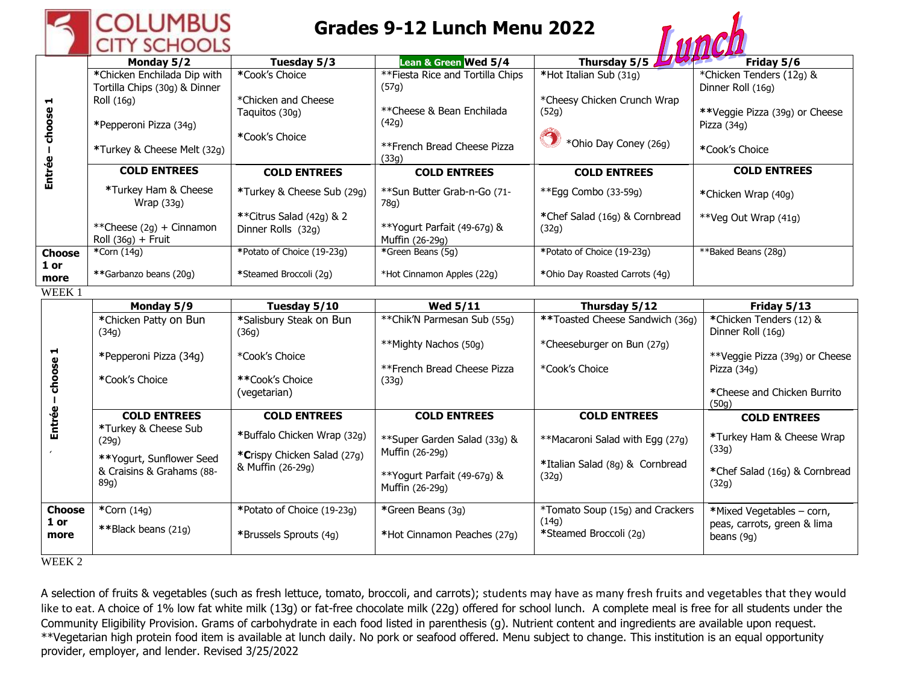# Grades 9-12 Lunch Menu 2022

COLUMBUS CITY SCHOOLS

| | Monday 5/2 | Tuesday 5/3 | Lean & Green Wed 5/4 | Thursday 5/5 | Friday 5/6 |
|---|---|---|---|---|---|
| Entrée – choose 1 | *Chicken Enchilada Dip with Tortilla Chips (30g) & Dinner Roll (16g)<br><br>*Pepperoni Pizza (34g)<br><br>*Turkey & Cheese Melt (32g) | *Cook's Choice<br><br>*Chicken and Cheese Taquitos (30g)<br><br>*Cook's Choice | **Fiesta Rice and Tortilla Chips (57g)<br><br>**Cheese & Bean Enchilada (42g)<br><br>**French Bread Cheese Pizza (33g) | *Hot Italian Sub (31g)<br><br>*Cheesy Chicken Crunch Wrap (52g)<br><br>*Ohio Day Coney (26g) | *Chicken Tenders (12g) & Dinner Roll (16g)<br><br>**Veggie Pizza (39g) or Cheese Pizza (34g)<br><br>*Cook's Choice |
| | **COLD ENTREES** | **COLD ENTREES** | **COLD ENTREES** | **COLD ENTREES** | **COLD ENTREES** |
| | *Turkey Ham & Cheese Wrap (33g)<br><br>**Cheese (2g) + Cinnamon Roll (36g) + Fruit | *Turkey & Cheese Sub (29g)<br><br>**Citrus Salad (42g) & 2 Dinner Rolls (32g) | **Sun Butter Grab-n-Go (71-78g)<br><br>**Yogurt Parfait (49-67g) & Muffin (26-29g) | **Egg Combo (33-59g)<br><br>*Chef Salad (16g) & Cornbread (32g) | *Chicken Wrap (40g)<br><br>**Veg Out Wrap (41g) |
| Choose 1 or more | *Corn (14g)<br><br>**Garbanzo beans (20g) | *Potato of Choice (19-23g)<br><br>*Steamed Broccoli (2g) | *Green Beans (5g)<br><br>*Hot Cinnamon Apples (22g) | *Potato of Choice (19-23g)<br><br>*Ohio Day Roasted Carrots (4g) | **Baked Beans (28g) |

WEEK 1

| | Monday 5/9 | Tuesday 5/10 | Wed 5/11 | Thursday 5/12 | Friday 5/13 |
|---|---|---|---|---|---|
| Entrée – choose 1 | *Chicken Patty on Bun (34g)<br><br>*Pepperoni Pizza (34g)<br><br>*Cook's Choice | *Salisbury Steak on Bun (36g)<br><br>*Cook's Choice<br><br>**Cook's Choice (vegetarian) | **Chik'N Parmesan Sub (55g)<br><br>**Mighty Nachos (50g)<br><br>**French Bread Cheese Pizza (33g) | **Toasted Cheese Sandwich (36g)<br><br>*Cheeseburger on Bun (27g)<br><br>*Cook's Choice | *Chicken Tenders (12) & Dinner Roll (16g)<br><br>**Veggie Pizza (39g) or Cheese Pizza (34g)<br><br>*Cheese and Chicken Burrito (50g) |
| | **COLD ENTREES** | **COLD ENTREES** | **COLD ENTREES** | **COLD ENTREES** | **COLD ENTREES** |
| | *Turkey & Cheese Sub (29g)<br><br>**Yogurt, Sunflower Seed & Craisins & Grahams (88-89g) | *Buffalo Chicken Wrap (32g)<br><br>*Crispy Chicken Salad (27g) & Muffin (26-29g) | **Super Garden Salad (33g) & Muffin (26-29g)<br><br>**Yogurt Parfait (49-67g) & Muffin (26-29g) | **Macaroni Salad with Egg (27g)<br><br>*Italian Salad (8g) & Cornbread (32g) | *Turkey Ham & Cheese Wrap (33g)<br><br>*Chef Salad (16g) & Cornbread (32g) |
| Choose 1 or more | *Corn (14g)<br><br>**Black beans (21g) | *Potato of Choice (19-23g)<br><br>*Brussels Sprouts (4g) | *Green Beans (3g)<br><br>*Hot Cinnamon Peaches (27g) | *Tomato Soup (15g) and Crackers (14g)<br>*Steamed Broccoli (2g) | *Mixed Vegetables – corn, peas, carrots, green & lima beans (9g) |

WEEK 2

A selection of fruits & vegetables (such as fresh lettuce, tomato, broccoli, and carrots); students may have as many fresh fruits and vegetables that they would like to eat. A choice of 1% low fat white milk (13g) or fat-free chocolate milk (22g) offered for school lunch. A complete meal is free for all students under the Community Eligibility Provision. Grams of carbohydrate in each food listed in parenthesis (g). Nutrient content and ingredients are available upon request. **Vegetarian high protein food item is available at lunch daily. No pork or seafood offered. Menu subject to change. This institution is an equal opportunity provider, employer, and lender. Revised 3/25/2022